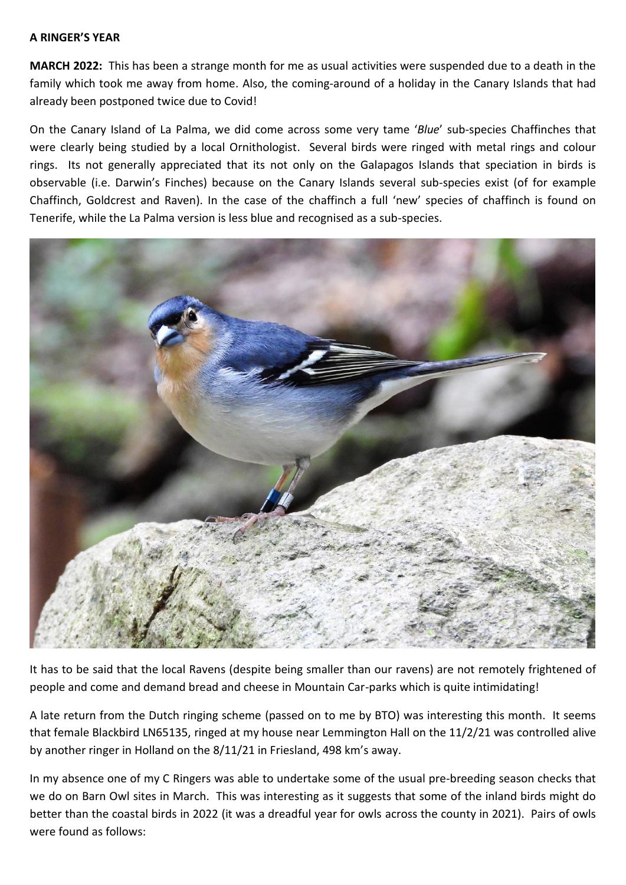**A RINGER'S YEAR**

**MARCH 2022:** This has been a strange month for me as usual activities were suspended due to a death in the family which took me away from home. Also, the coming-around of a holiday in the Canary Islands that had already been postponed twice due to Covid!

On the Canary Island of La Palma, we did come across some very tame '*Blue*' sub-species Chaffinches that were clearly being studied by a local Ornithologist. Several birds were ringed with metal rings and colour rings. Its not generally appreciated that its not only on the Galapagos Islands that speciation in birds is observable (i.e. Darwin's Finches) because on the Canary Islands several sub-species exist (of for example Chaffinch, Goldcrest and Raven). In the case of the chaffinch a full 'new' species of chaffinch is found on Tenerife, while the La Palma version is less blue and recognised as a sub-species.

It has to be said that the local Ravens (despite being smaller than our ravens) are not remotely frightened of people and come and demand bread and cheese in Mountain Car-parks which is quite intimidating!

A late return from the Dutch ringing scheme (passed on to me by BTO) was interesting this month. It seems that female Blackbird LN65135, ringed at my house near Lemmington Hall on the 11/2/21 was controlled alive by another ringer in Holland on the 8/11/21 in Friesland, 498 km's away.

In my absence one of my C Ringers was able to undertake some of the usual pre-breeding season checks that we do on Barn Owl sites in March. This was interesting as it suggests that some of the inland birds might do better than the coastal birds in 2022 (it was a dreadful year for owls across the county in 2021). Pairs of owls were found as follows: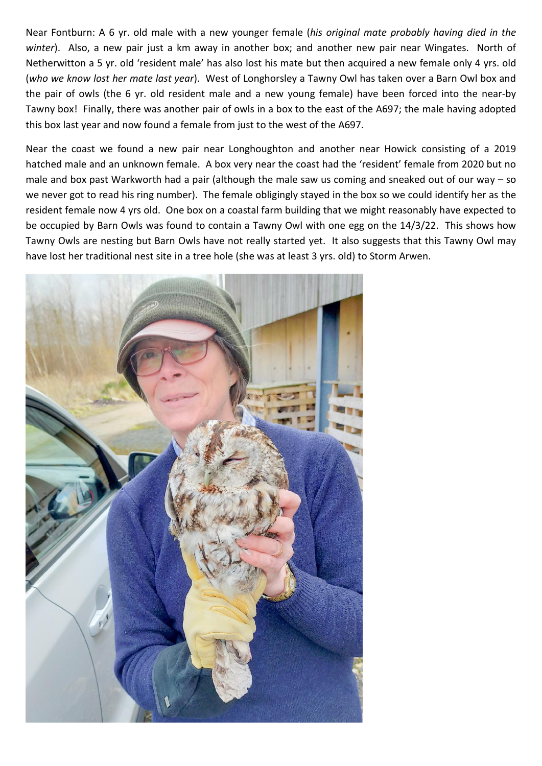Near Fontburn: A 6 yr. old male with a new younger female (*his original mate probably having died in the winter*). Also, a new pair just a km away in another box; and another new pair near Wingates. North of Netherwitton a 5 yr. old 'resident male' has also lost his mate but then acquired a new female only 4 yrs. old (*who we know lost her mate last year*). West of Longhorsley a Tawny Owl has taken over a Barn Owl box and the pair of owls (the 6 yr. old resident male and a new young female) have been forced into the near-by Tawny box! Finally, there was another pair of owls in a box to the east of the A697; the male having adopted this box last year and now found a female from just to the west of the A697.

Near the coast we found a new pair near Longhoughton and another near Howick consisting of a 2019 hatched male and an unknown female. A box very near the coast had the 'resident' female from 2020 but no male and box past Warkworth had a pair (although the male saw us coming and sneaked out of our way – so we never got to read his ring number). The female obligingly stayed in the box so we could identify her as the resident female now 4 yrs old. One box on a coastal farm building that we might reasonably have expected to be occupied by Barn Owls was found to contain a Tawny Owl with one egg on the 14/3/22. This shows how Tawny Owls are nesting but Barn Owls have not really started yet. It also suggests that this Tawny Owl may have lost her traditional nest site in a tree hole (she was at least 3 yrs. old) to Storm Arwen.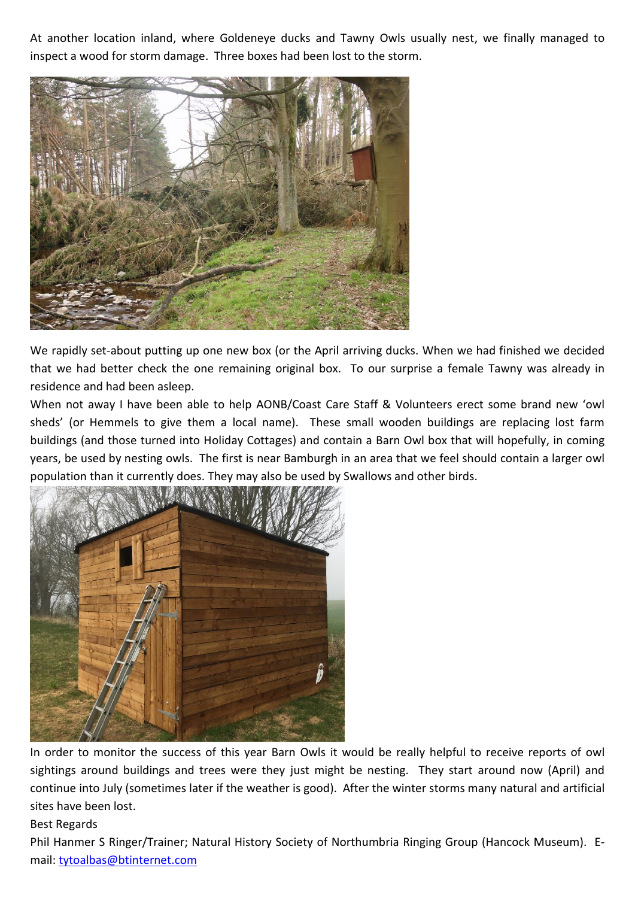At another location inland, where Goldeneye ducks and Tawny Owls usually nest, we finally managed to inspect a wood for storm damage. Three boxes had been lost to the storm.

We rapidly set-about putting up one new box (or the April arriving ducks. When we had finished we decided that we had better check the one remaining original box. To our surprise a female Tawny was already in residence and had been asleep.

When not away I have been able to help AONB/Coast Care Staff & Volunteers erect some brand new 'owl sheds' (or Hemmels to give them a local name). These small wooden buildings are replacing lost farm buildings (and those turned into Holiday Cottages) and contain a Barn Owl box that will hopefully, in coming years, be used by nesting owls. The first is near Bamburgh in an area that we feel should contain a larger owl population than it currently does. They may also be used by Swallows and other birds.

In order to monitor the success of this year Barn Owls it would be really helpful to receive reports of owl sightings around buildings and trees were they just might be nesting. They start around now (April) and continue into July (sometimes later if the weather is good). After the winter storms many natural and artificial sites have been lost.

Best Regards

Phil Hanmer S Ringer/Trainer; Natural History Society of Northumbria Ringing Group (Hancock Museum). E-mail: tytoalbas@btinternet.com